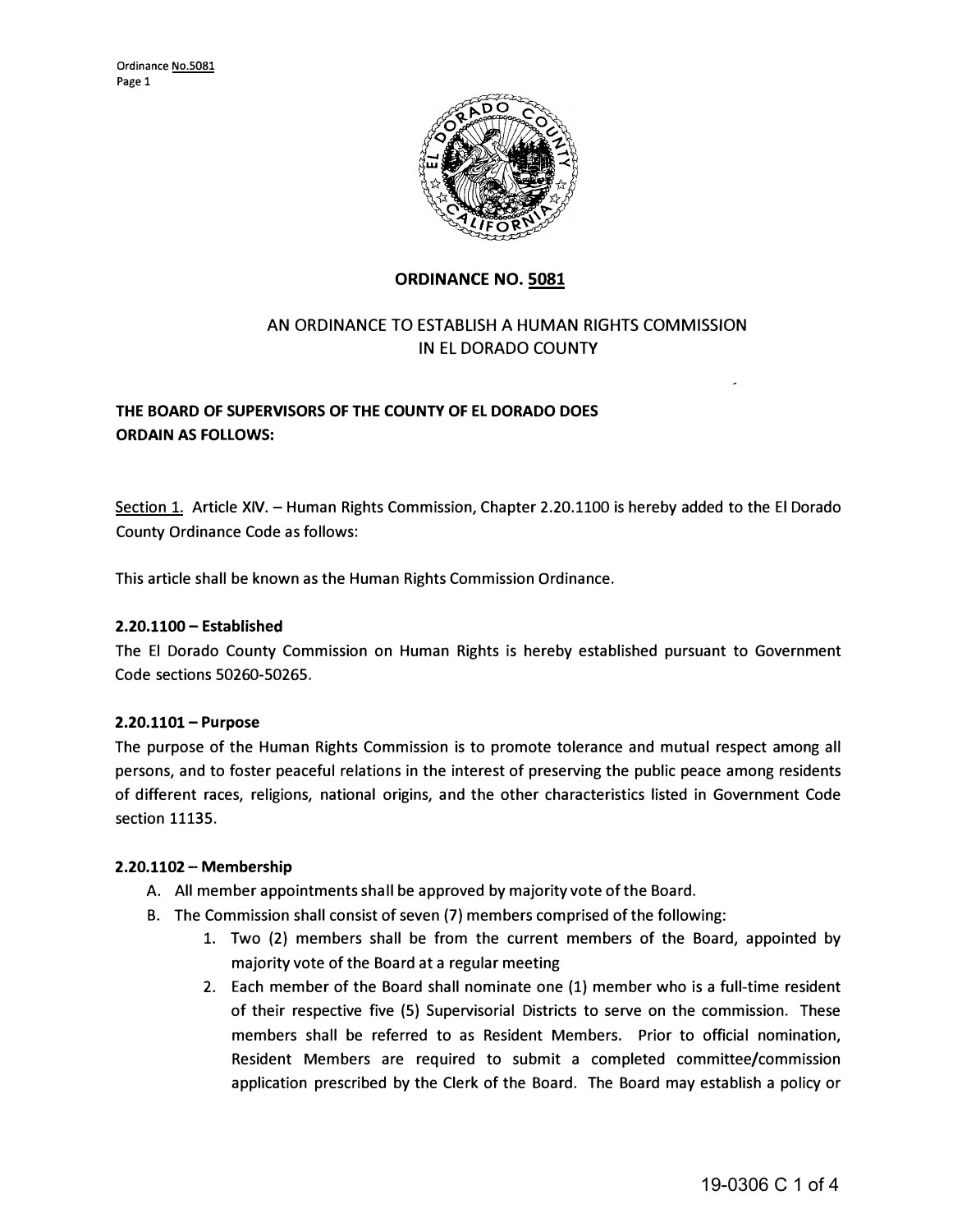# ORDINANCE NO. 5081

## AN ORDINANCE TO ESTABLISH A HUMAN RIGHTS COMMISSION IN EL DORADO COUNTY

**THE BOARD OF SUPERVISORS OF THE COUNTY OF EL DORADO DOES ORDAIN AS FOLLOWS:**

Section 1. Article XIV. – Human Rights Commission, Chapter 2.20.1100 is hereby added to the El Dorado County Ordinance Code as follows:

This article shall be known as the Human Rights Commission Ordinance.

**2.20.1100 – Established**

The El Dorado County Commission on Human Rights is hereby established pursuant to Government Code sections 50260-50265.

**2.20.1101 – Purpose**

The purpose of the Human Rights Commission is to promote tolerance and mutual respect among all persons, and to foster peaceful relations in the interest of preserving the public peace among residents of different races, religions, national origins, and the other characteristics listed in Government Code section 11135.

**2.20.1102 – Membership**

A. All member appointments shall be approved by majority vote of the Board.

B. The Commission shall consist of seven (7) members comprised of the following:

1. Two (2) members shall be from the current members of the Board, appointed by majority vote of the Board at a regular meeting
2. Each member of the Board shall nominate one (1) member who is a full-time resident of their respective five (5) Supervisorial Districts to serve on the commission. These members shall be referred to as Resident Members. Prior to official nomination, Resident Members are required to submit a completed committee/commission application prescribed by the Clerk of the Board. The Board may establish a policy or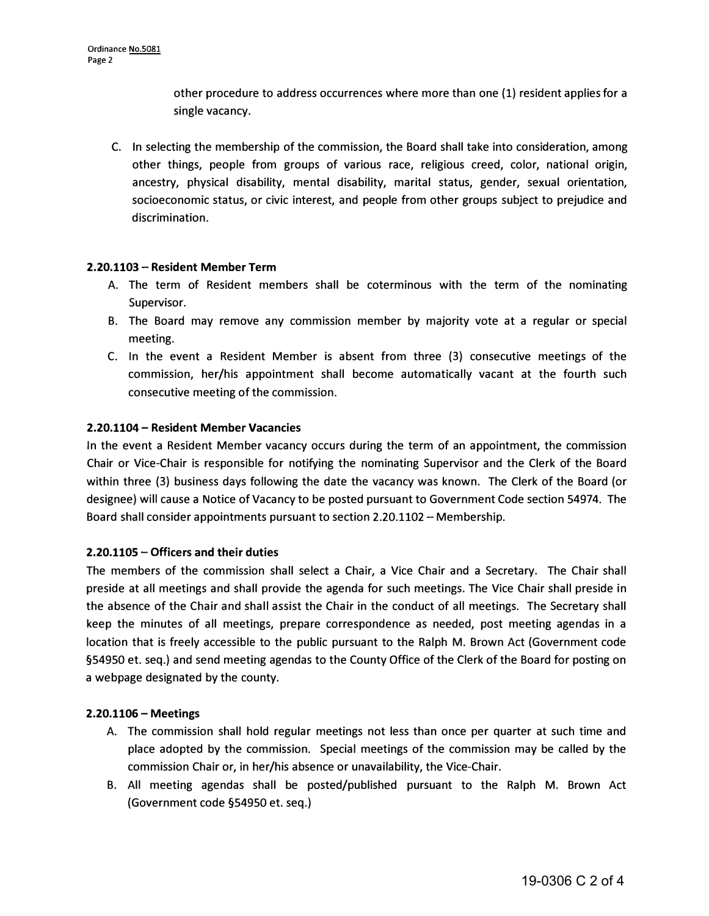other procedure to address occurrences where more than one (1) resident applies for a single vacancy.

C. In selecting the membership of the commission, the Board shall take into consideration, among other things, people from groups of various race, religious creed, color, national origin, ancestry, physical disability, mental disability, marital status, gender, sexual orientation, socioeconomic status, or civic interest, and people from other groups subject to prejudice and discrimination.

**2.20.1103 – Resident Member Term**

A. The term of Resident members shall be coterminous with the term of the nominating Supervisor.
B. The Board may remove any commission member by majority vote at a regular or special meeting.
C. In the event a Resident Member is absent from three (3) consecutive meetings of the commission, her/his appointment shall become automatically vacant at the fourth such consecutive meeting of the commission.

**2.20.1104 – Resident Member Vacancies**

In the event a Resident Member vacancy occurs during the term of an appointment, the commission Chair or Vice-Chair is responsible for notifying the nominating Supervisor and the Clerk of the Board within three (3) business days following the date the vacancy was known. The Clerk of the Board (or designee) will cause a Notice of Vacancy to be posted pursuant to Government Code section 54974. The Board shall consider appointments pursuant to section 2.20.1102 – Membership.

**2.20.1105 – Officers and their duties**

The members of the commission shall select a Chair, a Vice Chair and a Secretary. The Chair shall preside at all meetings and shall provide the agenda for such meetings. The Vice Chair shall preside in the absence of the Chair and shall assist the Chair in the conduct of all meetings. The Secretary shall keep the minutes of all meetings, prepare correspondence as needed, post meeting agendas in a location that is freely accessible to the public pursuant to the Ralph M. Brown Act (Government code §54950 et. seq.) and send meeting agendas to the County Office of the Clerk of the Board for posting on a webpage designated by the county.

**2.20.1106 – Meetings**

A. The commission shall hold regular meetings not less than once per quarter at such time and place adopted by the commission. Special meetings of the commission may be called by the commission Chair or, in her/his absence or unavailability, the Vice-Chair.
B. All meeting agendas shall be posted/published pursuant to the Ralph M. Brown Act (Government code §54950 et. seq.)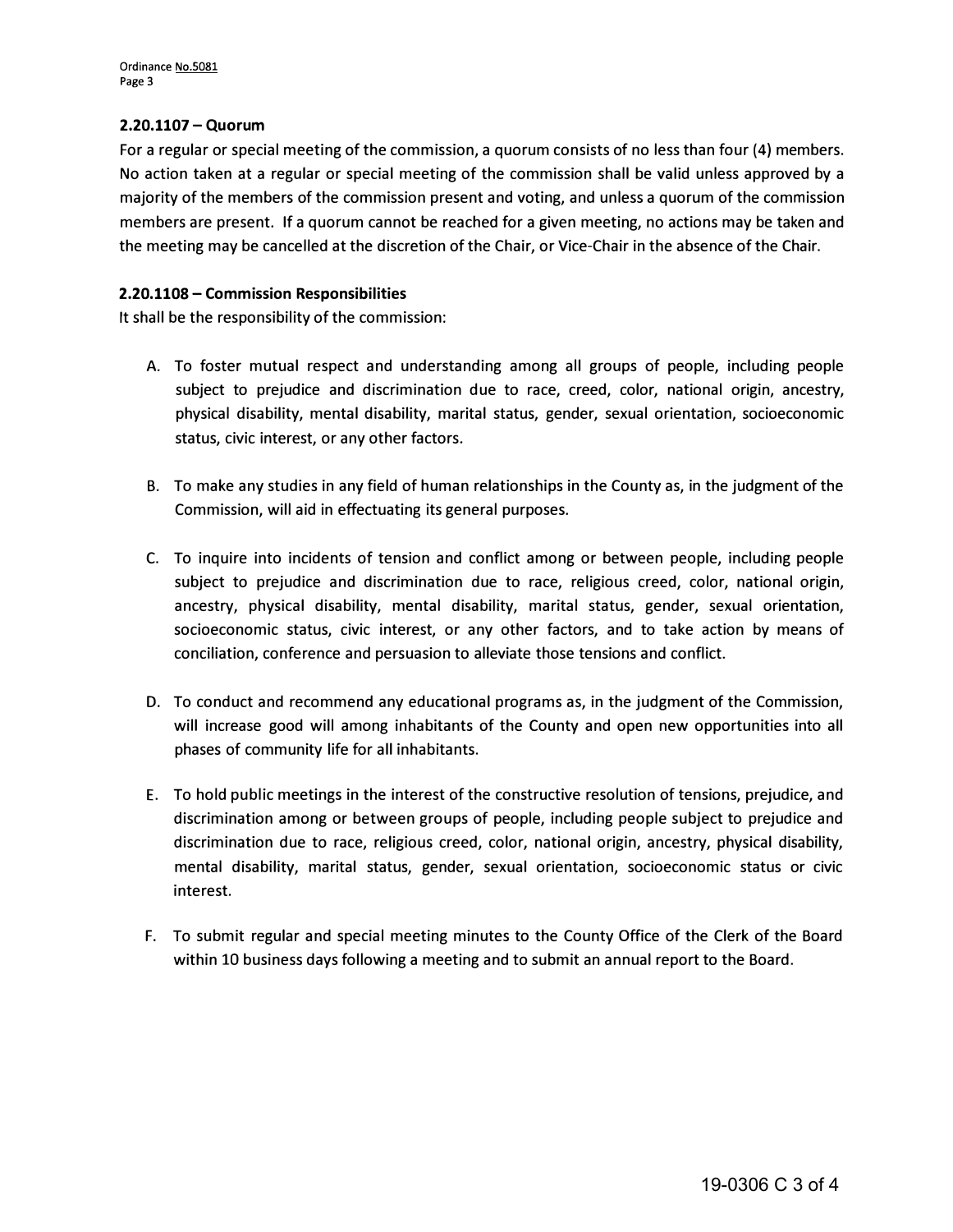### 2.20.1107 – Quorum

For a regular or special meeting of the commission, a quorum consists of no less than four (4) members. No action taken at a regular or special meeting of the commission shall be valid unless approved by a majority of the members of the commission present and voting, and unless a quorum of the commission members are present. If a quorum cannot be reached for a given meeting, no actions may be taken and the meeting may be cancelled at the discretion of the Chair, or Vice-Chair in the absence of the Chair.

### 2.20.1108 – Commission Responsibilities

It shall be the responsibility of the commission:

A. To foster mutual respect and understanding among all groups of people, including people subject to prejudice and discrimination due to race, creed, color, national origin, ancestry, physical disability, mental disability, marital status, gender, sexual orientation, socioeconomic status, civic interest, or any other factors.

B. To make any studies in any field of human relationships in the County as, in the judgment of the Commission, will aid in effectuating its general purposes.

C. To inquire into incidents of tension and conflict among or between people, including people subject to prejudice and discrimination due to race, religious creed, color, national origin, ancestry, physical disability, mental disability, marital status, gender, sexual orientation, socioeconomic status, civic interest, or any other factors, and to take action by means of conciliation, conference and persuasion to alleviate those tensions and conflict.

D. To conduct and recommend any educational programs as, in the judgment of the Commission, will increase good will among inhabitants of the County and open new opportunities into all phases of community life for all inhabitants.

E. To hold public meetings in the interest of the constructive resolution of tensions, prejudice, and discrimination among or between groups of people, including people subject to prejudice and discrimination due to race, religious creed, color, national origin, ancestry, physical disability, mental disability, marital status, gender, sexual orientation, socioeconomic status or civic interest.

F. To submit regular and special meeting minutes to the County Office of the Clerk of the Board within 10 business days following a meeting and to submit an annual report to the Board.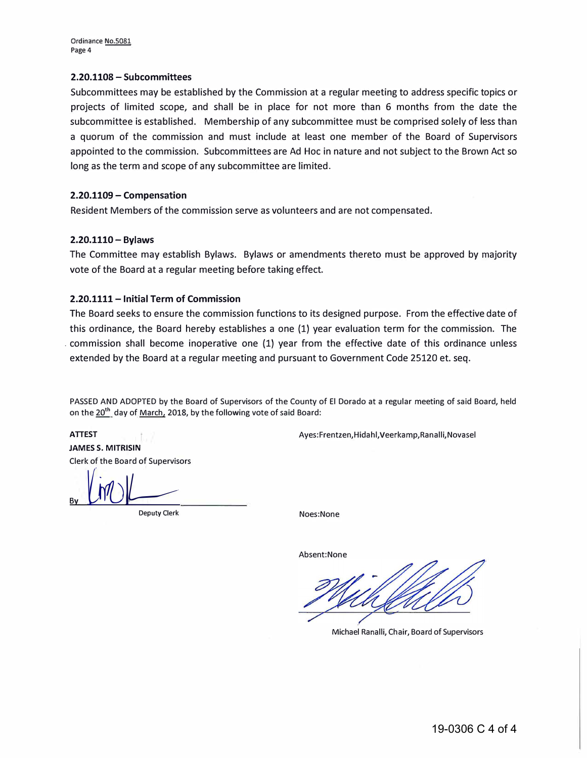### 2.20.1108 – Subcommittees

Subcommittees may be established by the Commission at a regular meeting to address specific topics or projects of limited scope, and shall be in place for not more than 6 months from the date the subcommittee is established. Membership of any subcommittee must be comprised solely of less than a quorum of the commission and must include at least one member of the Board of Supervisors appointed to the commission. Subcommittees are Ad Hoc in nature and not subject to the Brown Act so long as the term and scope of any subcommittee are limited.

### 2.20.1109 – Compensation

Resident Members of the commission serve as volunteers and are not compensated.

### 2.20.1110 – Bylaws

The Committee may establish Bylaws. Bylaws or amendments thereto must be approved by majority vote of the Board at a regular meeting before taking effect.

### 2.20.1111 – Initial Term of Commission

The Board seeks to ensure the commission functions to its designed purpose. From the effective date of this ordinance, the Board hereby establishes a one (1) year evaluation term for the commission. The commission shall become inoperative one (1) year from the effective date of this ordinance unless extended by the Board at a regular meeting and pursuant to Government Code 25120 et. seq.

PASSED AND ADOPTED by the Board of Supervisors of the County of El Dorado at a regular meeting of said Board, held on the 20th day of March, 2018, by the following vote of said Board:

Ayes: Frentzen, Hidahl, Veerkamp, Ranalli, Novasel

Noes: None

Absent: None

ATTEST
**JAMES S. MITRISIN**
Clerk of the Board of Supervisors

By ______________________
Deputy Clerk

______________________
Michael Ranalli, Chair, Board of Supervisors